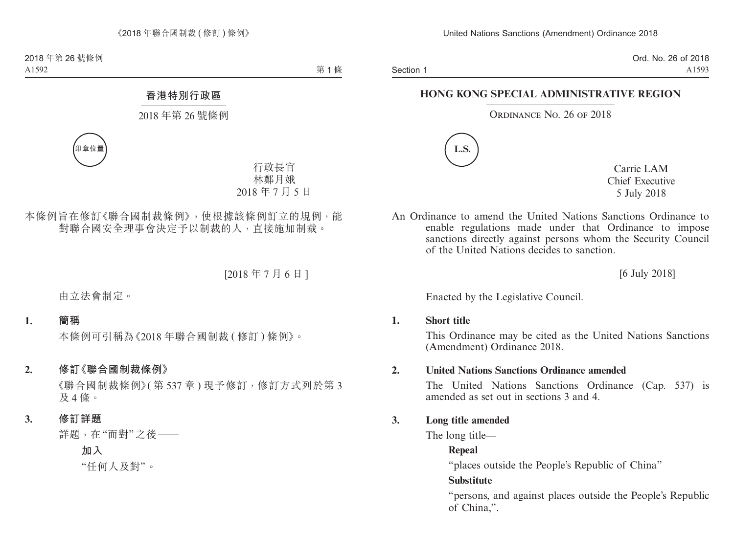# 香港特別行政區

## 2018 年第 26 號條例

印章位置

行政長官
林鄭月娥
2018 年 7 月 5 日

本條例旨在修訂《聯合國制裁條例》，使根據該條例訂立的規例，能對聯合國安全理事會決定予以制裁的人，直接施加制裁。

[2018 年 7 月 6 日]

由立法會制定。

**1. 簡稱**

本條例可引稱為《2018 年聯合國制裁 (修訂) 條例》。

**2. 修訂《聯合國制裁條例》**

《聯合國制裁條例》(第 537 章) 現予修訂，修訂方式列於第 3 及 4 條。

**3. 修訂詳題**

詳題，在 "而對" 之後——

**加入**

"任何人及對"。

# HONG KONG SPECIAL ADMINISTRATIVE REGION

## Ordinance No. 26 of 2018

L.S.

Carrie LAM
Chief Executive
5 July 2018

An Ordinance to amend the United Nations Sanctions Ordinance to enable regulations made under that Ordinance to impose sanctions directly against persons whom the Security Council of the United Nations decides to sanction.

[6 July 2018]

Enacted by the Legislative Council.

**1. Short title**

This Ordinance may be cited as the United Nations Sanctions (Amendment) Ordinance 2018.

**2. United Nations Sanctions Ordinance amended**

The United Nations Sanctions Ordinance (Cap. 537) is amended as set out in sections 3 and 4.

**3. Long title amended**

The long title—

**Repeal**

"places outside the People's Republic of China"

**Substitute**

"persons, and against places outside the People's Republic of China,".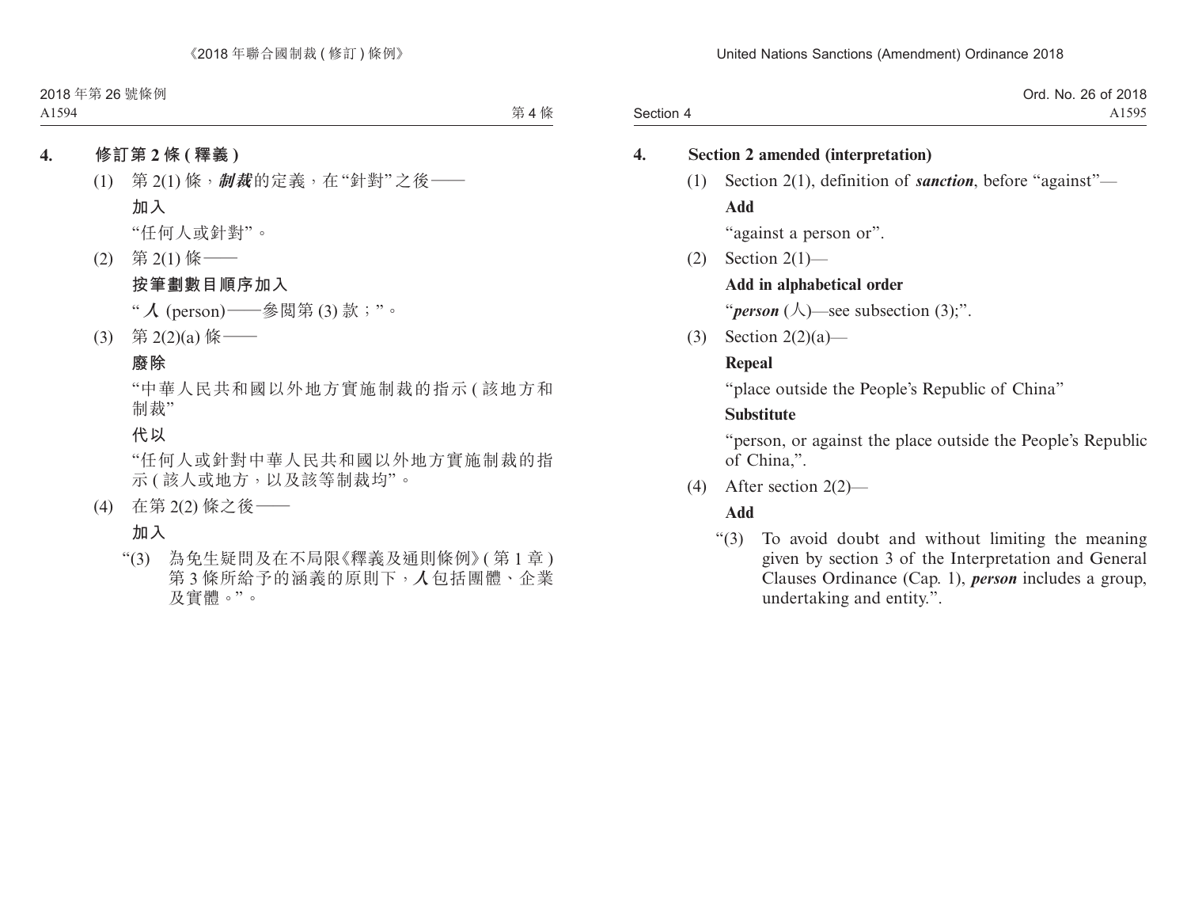## 4. 修訂第 2 條 (釋義)

(1) 第 2(1) 條，***制裁***的定義，在“針對”之後——

**加入**

“任何人或針對”。

(2) 第 2(1) 條——

**按筆劃數目順序加入**

“***人*** (person)——參閱第 (3) 款；”。

(3) 第 2(2)(a) 條——

**廢除**

“中華人民共和國以外地方實施制裁的指示 (該地方和制裁”

**代以**

“任何人或針對中華人民共和國以外地方實施制裁的指示 (該人或地方，以及該等制裁均”。

(4) 在第 2(2) 條之後——

**加入**

“(3) 為免生疑問及在不局限《釋義及通則條例》(第 1 章) 第 3 條所給予的涵義的原則下，***人***包括團體、企業及實體。”。

## 4. Section 2 amended (interpretation)

(1) Section 2(1), definition of ***sanction***, before “against”—

**Add**

“against a person or”.

(2) Section 2(1)—

**Add in alphabetical order**

“***person*** (人)—see subsection (3);”.

(3) Section 2(2)(a)—

**Repeal**

“place outside the People’s Republic of China”

**Substitute**

“person, or against the place outside the People’s Republic of China,”.

(4) After section 2(2)—

**Add**

“(3) To avoid doubt and without limiting the meaning given by section 3 of the Interpretation and General Clauses Ordinance (Cap. 1), ***person*** includes a group, undertaking and entity.”.